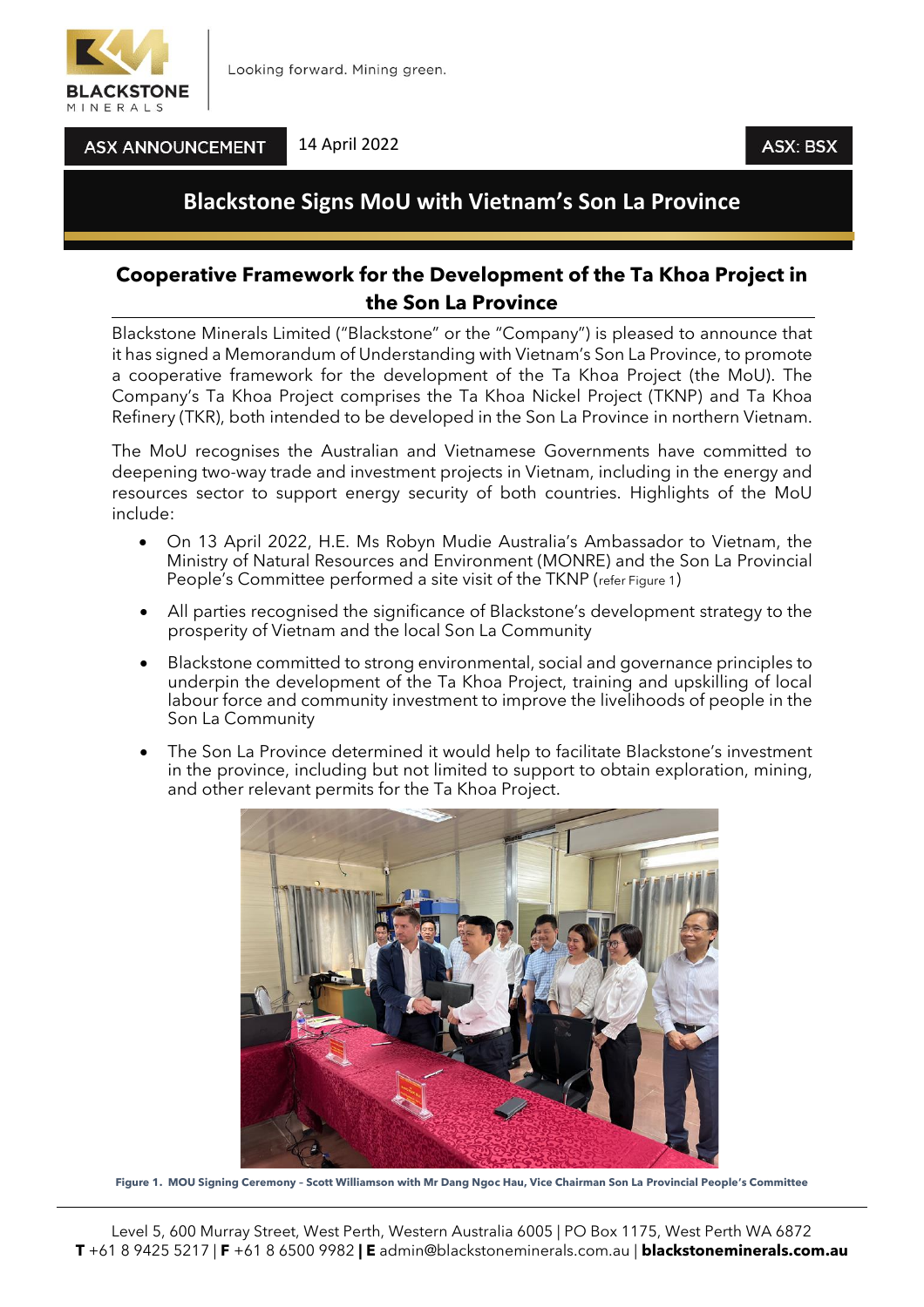ASX ANNOUNCEMENT 14 April 2022 ASX: BSX

# Blackstone Signs MoU with Vietnam's Son La Province

## Cooperative Framework for the Development of the Ta Khoa Project in the Son La Province

Blackstone Minerals Limited ("Blackstone" or the "Company") is pleased to announce that it has signed a Memorandum of Understanding with Vietnam's Son La Province, to promote a cooperative framework for the development of the Ta Khoa Project (the MoU). The Company's Ta Khoa Project comprises the Ta Khoa Nickel Project (TKNP) and Ta Khoa Refinery (TKR), both intended to be developed in the Son La Province in northern Vietnam.

The MoU recognises the Australian and Vietnamese Governments have committed to deepening two-way trade and investment projects in Vietnam, including in the energy and resources sector to support energy security of both countries. Highlights of the MoU include:

- On 13 April 2022, H.E. Ms Robyn Mudie Australia's Ambassador to Vietnam, the Ministry of Natural Resources and Environment (MONRE) and the Son La Provincial People's Committee performed a site visit of the TKNP (refer Figure 1)
- All parties recognised the significance of Blackstone's development strategy to the prosperity of Vietnam and the local Son La Community
- Blackstone committed to strong environmental, social and governance principles to underpin the development of the Ta Khoa Project, training and upskilling of local labour force and community investment to improve the livelihoods of people in the Son La Community
- The Son La Province determined it would help to facilitate Blackstone's investment in the province, including but not limited to support to obtain exploration, mining, and other relevant permits for the Ta Khoa Project.

**Figure 1. MOU Signing Ceremony – Scott Williamson with Mr Dang Ngoc Hau, Vice Chairman Son La Provincial People's Committee**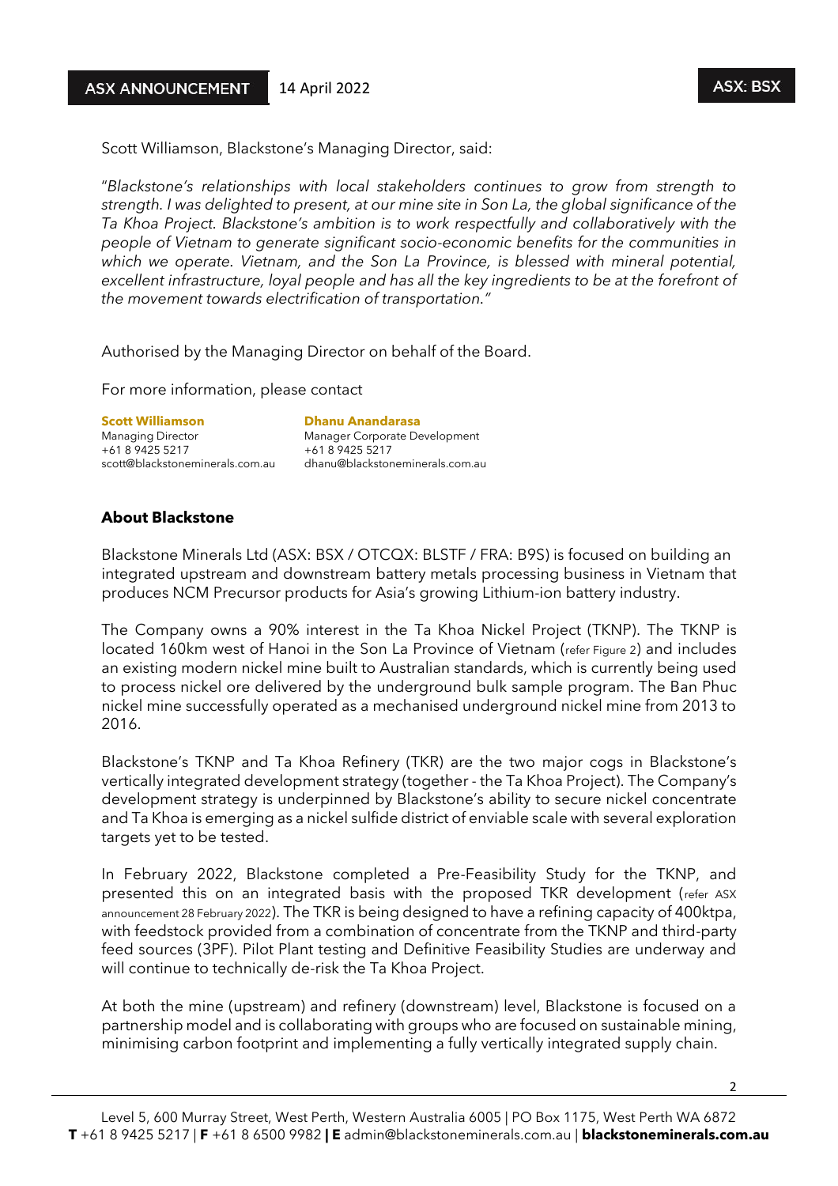Scott Williamson, Blackstone's Managing Director, said:

"*Blackstone's relationships with local stakeholders continues to grow from strength to strength. I was delighted to present, at our mine site in Son La, the global significance of the Ta Khoa Project. Blackstone's ambition is to work respectfully and collaboratively with the people of Vietnam to generate significant socio-economic benefits for the communities in which we operate. Vietnam, and the Son La Province, is blessed with mineral potential, excellent infrastructure, loyal people and has all the key ingredients to be at the forefront of the movement towards electrification of transportation.*"

Authorised by the Managing Director on behalf of the Board.

For more information, please contact

**Scott Williamson**
Managing Director
+61 8 9425 5217
scott@blackstoneminerals.com.au

**Dhanu Anandarasa**
Manager Corporate Development
+61 8 9425 5217
dhanu@blackstoneminerals.com.au

## About Blackstone

Blackstone Minerals Ltd (ASX: BSX / OTCQX: BLSTF / FRA: B9S) is focused on building an integrated upstream and downstream battery metals processing business in Vietnam that produces NCM Precursor products for Asia's growing Lithium-ion battery industry.

The Company owns a 90% interest in the Ta Khoa Nickel Project (TKNP). The TKNP is located 160km west of Hanoi in the Son La Province of Vietnam (refer Figure 2) and includes an existing modern nickel mine built to Australian standards, which is currently being used to process nickel ore delivered by the underground bulk sample program. The Ban Phuc nickel mine successfully operated as a mechanised underground nickel mine from 2013 to 2016.

Blackstone's TKNP and Ta Khoa Refinery (TKR) are the two major cogs in Blackstone's vertically integrated development strategy (together - the Ta Khoa Project). The Company's development strategy is underpinned by Blackstone's ability to secure nickel concentrate and Ta Khoa is emerging as a nickel sulfide district of enviable scale with several exploration targets yet to be tested.

In February 2022, Blackstone completed a Pre-Feasibility Study for the TKNP, and presented this on an integrated basis with the proposed TKR development (refer ASX announcement 28 February 2022). The TKR is being designed to have a refining capacity of 400ktpa, with feedstock provided from a combination of concentrate from the TKNP and third-party feed sources (3PF). Pilot Plant testing and Definitive Feasibility Studies are underway and will continue to technically de-risk the Ta Khoa Project.

At both the mine (upstream) and refinery (downstream) level, Blackstone is focused on a partnership model and is collaborating with groups who are focused on sustainable mining, minimising carbon footprint and implementing a fully vertically integrated supply chain.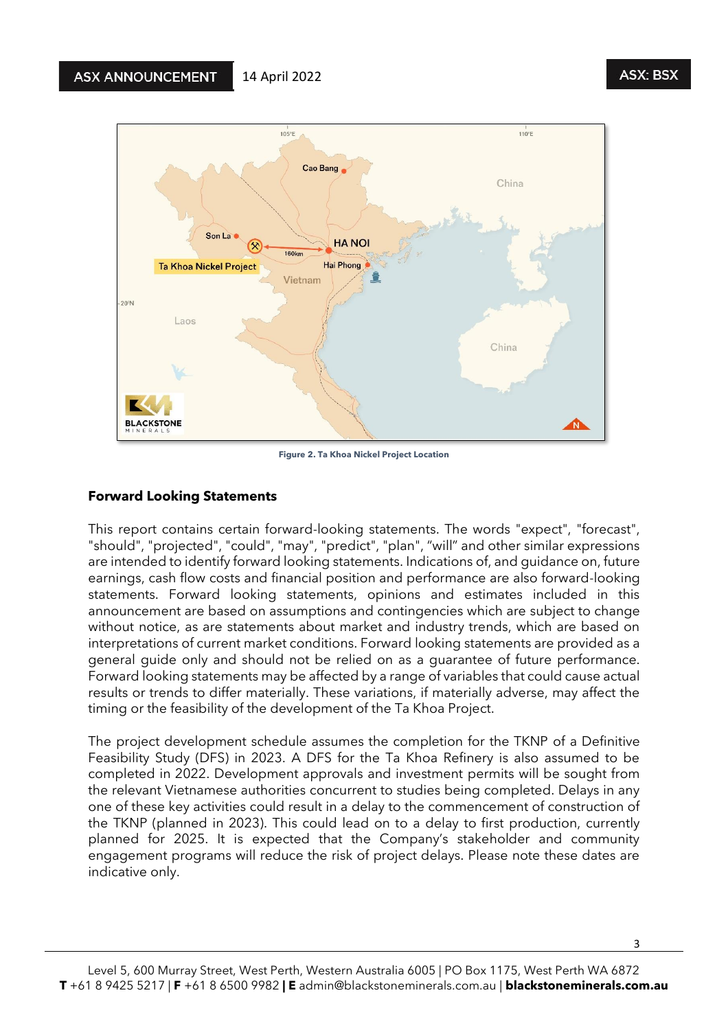Figure 2. Ta Khoa Nickel Project Location

## Forward Looking Statements

This report contains certain forward-looking statements. The words "expect", "forecast", "should", "projected", "could", "may", "predict", "plan", "will" and other similar expressions are intended to identify forward looking statements. Indications of, and guidance on, future earnings, cash flow costs and financial position and performance are also forward-looking statements. Forward looking statements, opinions and estimates included in this announcement are based on assumptions and contingencies which are subject to change without notice, as are statements about market and industry trends, which are based on interpretations of current market conditions. Forward looking statements are provided as a general guide only and should not be relied on as a guarantee of future performance. Forward looking statements may be affected by a range of variables that could cause actual results or trends to differ materially. These variations, if materially adverse, may affect the timing or the feasibility of the development of the Ta Khoa Project.

The project development schedule assumes the completion for the TKNP of a Definitive Feasibility Study (DFS) in 2023. A DFS for the Ta Khoa Refinery is also assumed to be completed in 2022. Development approvals and investment permits will be sought from the relevant Vietnamese authorities concurrent to studies being completed. Delays in any one of these key activities could result in a delay to the commencement of construction of the TKNP (planned in 2023). This could lead on to a delay to first production, currently planned for 2025. It is expected that the Company's stakeholder and community engagement programs will reduce the risk of project delays. Please note these dates are indicative only.